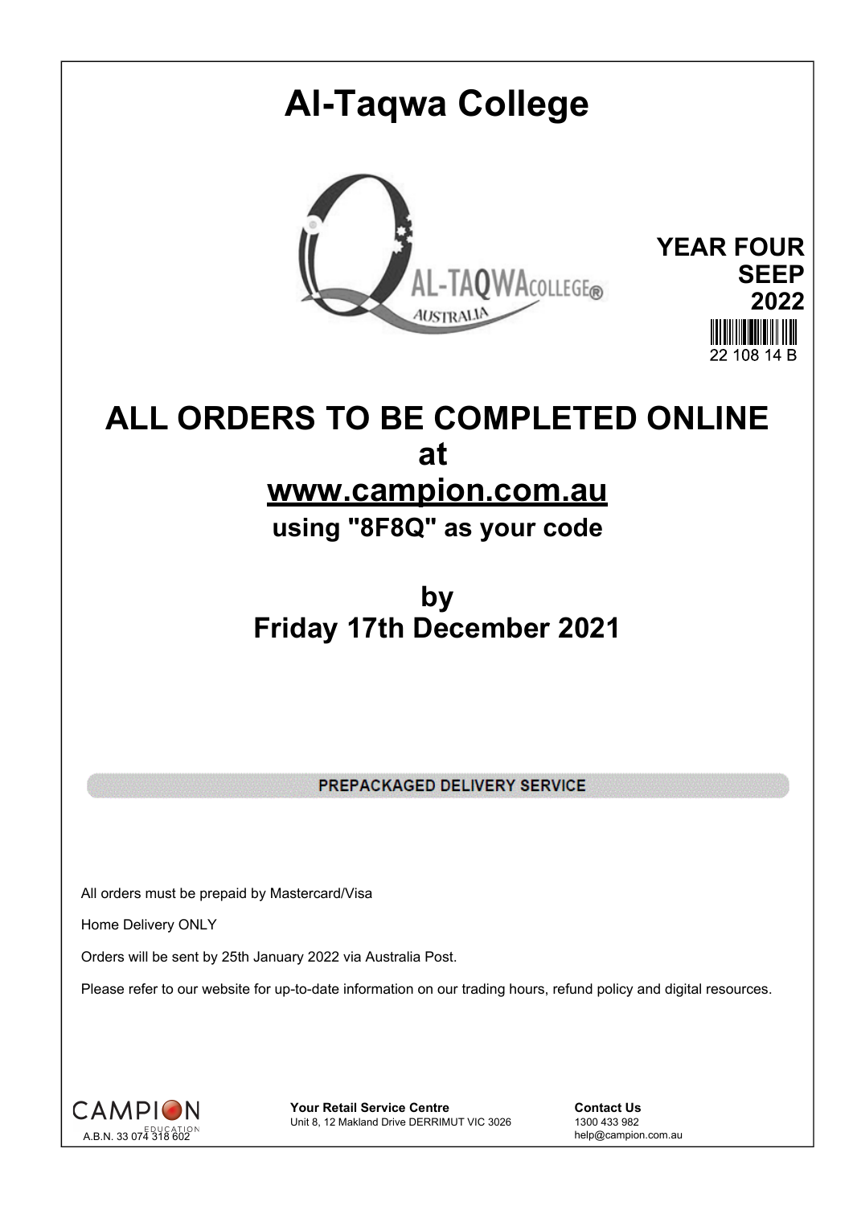# Al-Taqwa College

**YEAR FOUR**
**SEEP**
**2022**

22 108 14 B

## ALL ORDERS TO BE COMPLETED ONLINE
## at
## www.campion.com.au
### using "8F8Q" as your code

## by
## Friday 17th December 2021

**PREPACKAGED DELIVERY SERVICE**

All orders must be prepaid by Mastercard/Visa

Home Delivery ONLY

Orders will be sent by 25th January 2022 via Australia Post.

Please refer to our website for up-to-date information on our trading hours, refund policy and digital resources.

CAMPION EDUCATION
A.B.N. 33 074 318 602

**Your Retail Service Centre**
Unit 8, 12 Makland Drive DERRIMUT VIC 3026

**Contact Us**
1300 433 982
help@campion.com.au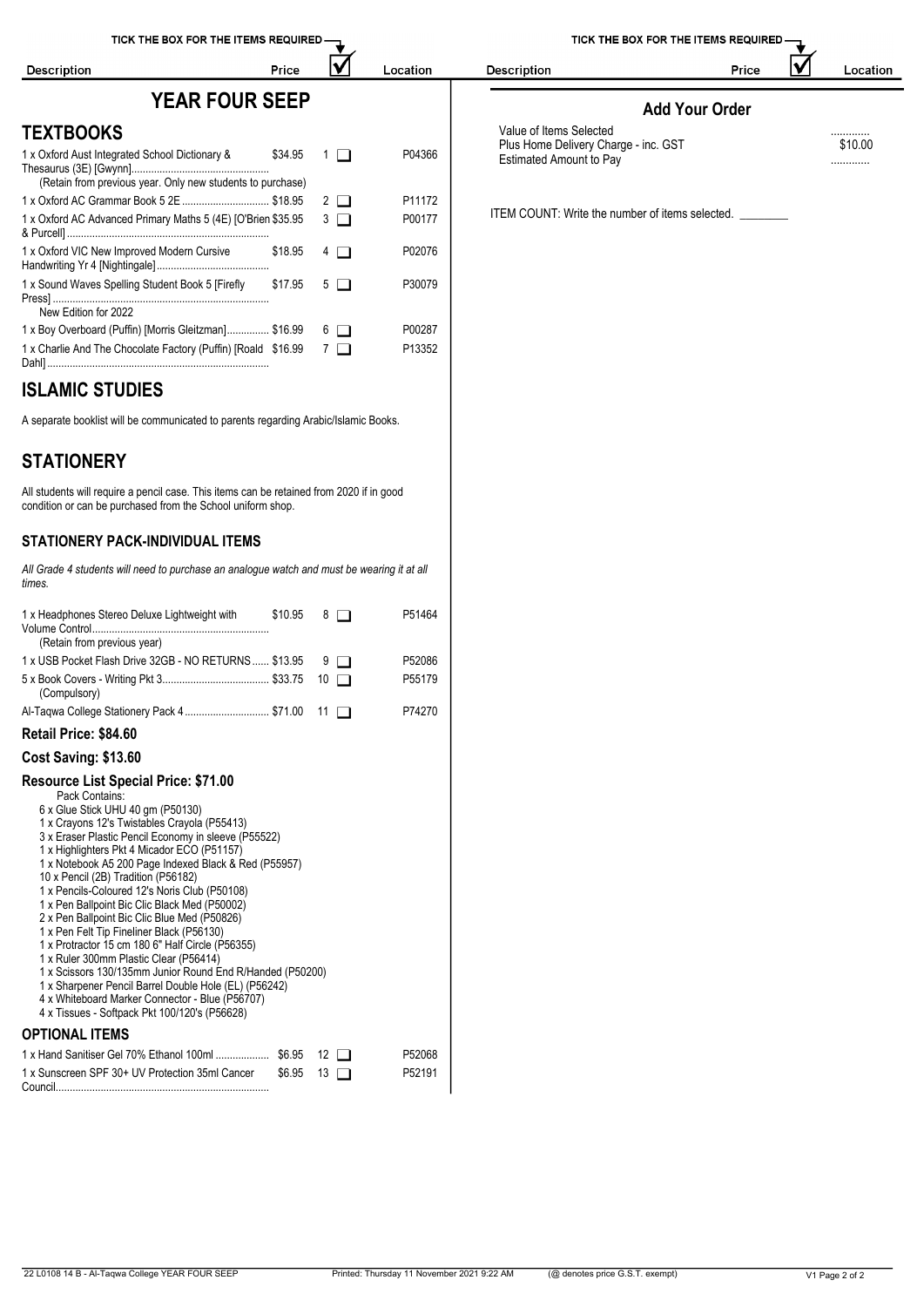TICK THE BOX FOR THE ITEMS REQUIRED

| Description | Price | ☑ | Location |
|---|---|---|---|

# YEAR FOUR SEEP

## TEXTBOOKS

| Description | Price | | Location |
|---|---|---|---|
| 1 x Oxford Aust Integrated School Dictionary & Thesaurus (3E) [Gwynn] (Retain from previous year. Only new students to purchase) | $34.95 | 1 ☐ | P04366 |
| 1 x Oxford AC Grammar Book 5 2E | $18.95 | 2 ☐ | P11172 |
| 1 x Oxford AC Advanced Primary Maths 5 (4E) [O'Brien & Purcell] | $35.95 | 3 ☐ | P00177 |
| 1 x Oxford VIC New Improved Modern Cursive Handwriting Yr 4 [Nightingale] | $18.95 | 4 ☐ | P02076 |
| 1 x Sound Waves Spelling Student Book 5 [Firefly Press] New Edition for 2022 | $17.95 | 5 ☐ | P30079 |
| 1 x Boy Overboard (Puffin) [Morris Gleitzman] | $16.99 | 6 ☐ | P00287 |
| 1 x Charlie And The Chocolate Factory (Puffin) [Roald Dahl] | $16.99 | 7 ☐ | P13352 |

## ISLAMIC STUDIES

A separate booklist will be communicated to parents regarding Arabic/Islamic Books.

## STATIONERY

All students will require a pencil case. This items can be retained from 2020 if in good condition or can be purchased from the School uniform shop.

### STATIONERY PACK-INDIVIDUAL ITEMS

*All Grade 4 students will need to purchase an analogue watch and must be wearing it at all times.*

| Description | Price | | Location |
|---|---|---|---|
| 1 x Headphones Stereo Deluxe Lightweight with Volume Control (Retain from previous year) | $10.95 | 8 ☐ | P51464 |
| 1 x USB Pocket Flash Drive 32GB - NO RETURNS | $13.95 | 9 ☐ | P52086 |
| 5 x Book Covers - Writing Pkt 3 (Compulsory) | $33.75 | 10 ☐ | P55179 |
| Al-Taqwa College Stationery Pack 4 | $71.00 | 11 ☐ | P74270 |

**Retail Price: $84.60**

**Cost Saving: $13.60**

**Resource List Special Price: $71.00**

Pack Contains:
- 6 x Glue Stick UHU 40 gm (P50130)
- 1 x Crayons 12's Twistables Crayola (P55413)
- 3 x Eraser Plastic Pencil Economy in sleeve (P55522)
- 1 x Highlighters Pkt 4 Micador ECO (P51157)
- 1 x Notebook A5 200 Page Indexed Black & Red (P55957)
- 10 x Pencil (2B) Tradition (P56182)
- 1 x Pencils-Coloured 12's Noris Club (P50108)
- 1 x Pen Ballpoint Bic Clic Black Med (P50002)
- 2 x Pen Ballpoint Bic Clic Blue Med (P50826)
- 1 x Pen Felt Tip Fineliner Black (P56130)
- 1 x Protractor 15 cm 180 6" Half Circle (P56355)
- 1 x Ruler 300mm Plastic Clear (P56414)
- 1 x Scissors 130/135mm Junior Round End R/Handed (P50200)
- 1 x Sharpener Pencil Barrel Double Hole (EL) (P56242)
- 4 x Whiteboard Marker Connector - Blue (P56707)
- 4 x Tissues - Softpack Pkt 100/120's (P56628)

### OPTIONAL ITEMS

| Description | Price | | Location |
|---|---|---|---|
| 1 x Hand Sanitiser Gel 70% Ethanol 100ml | $6.95 | 12 ☐ | P52068 |
| 1 x Sunscreen SPF 30+ UV Protection 35ml Cancer Council | $6.95 | 13 ☐ | P52191 |

## Add Your Order

| | |
|---|---|
| Value of Items Selected | ............ |
| Plus Home Delivery Charge - inc. GST | $10.00 |
| Estimated Amount to Pay | ............ |

ITEM COUNT: Write the number of items selected. ________

22 L0108 14 B - Al-Taqwa College YEAR FOUR SEEP    Printed: Thursday 11 November 2021 9:22 AM    (@ denotes price G.S.T. exempt)